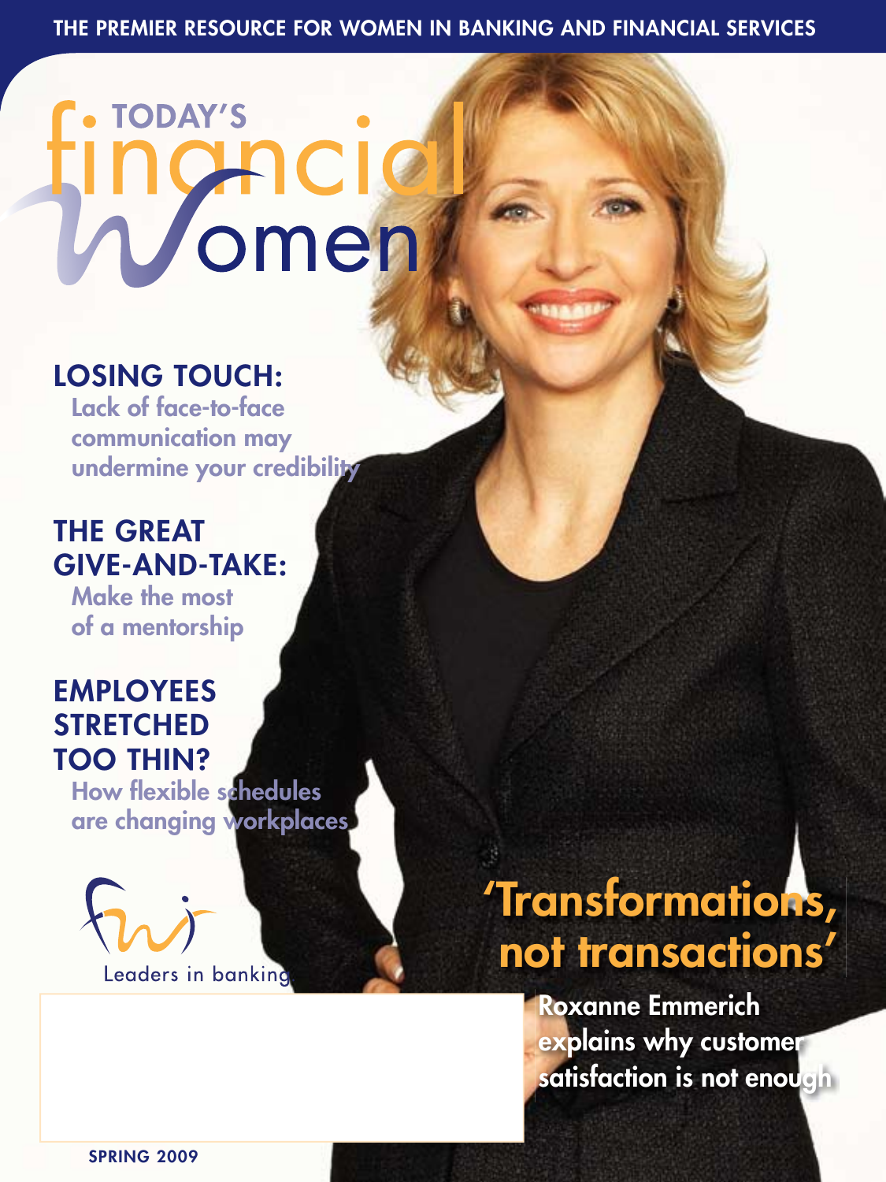THE PREMIER RESOURCE FOR WOMEN IN BANKING AND FINANCIAL SERVICES

# TODAY'S financial women

## LOSING TOUCH:

Lack of face-to-face communication may undermine your credibility

## THE GREAT GIVE-AND-TAKE:

Make the most of a mentorship

## EMPLOYEES STRETCHED TOO THIN?

How flexible schedules are changing workplaces

Leaders in banking

## 'Transformations, not transactions'

Roxanne Emmerich explains why customer satisfaction is not enough

SPRING 2009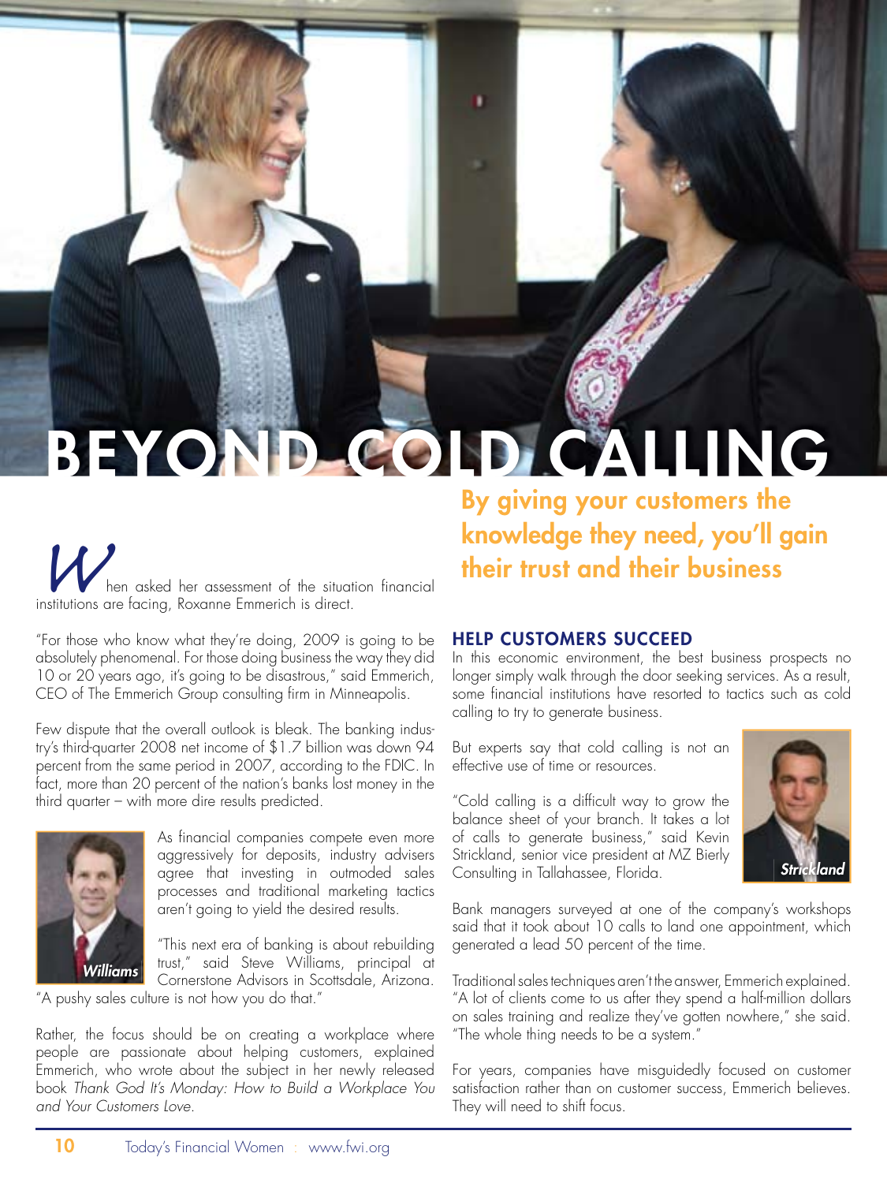# BEYOND COLD CALLING

## By giving your customers the knowledge they need, you'll gain their trust and their business

When asked her assessment of the situation financial institutions are facing, Roxanne Emmerich is direct.

"For those who know what they're doing, 2009 is going to be absolutely phenomenal. For those doing business the way they did 10 or 20 years ago, it's going to be disastrous," said Emmerich, CEO of The Emmerich Group consulting firm in Minneapolis.

Few dispute that the overall outlook is bleak. The banking industry's third-quarter 2008 net income of $1.7 billion was down 94 percent from the same period in 2007, according to the FDIC. In fact, more than 20 percent of the nation's banks lost money in the third quarter – with more dire results predicted.

*Williams*

As financial companies compete even more aggressively for deposits, industry advisers agree that investing in outmoded sales processes and traditional marketing tactics aren't going to yield the desired results.

"This next era of banking is about rebuilding trust," said Steve Williams, principal at Cornerstone Advisors in Scottsdale, Arizona. "A pushy sales culture is not how you do that."

Rather, the focus should be on creating a workplace where people are passionate about helping customers, explained Emmerich, who wrote about the subject in her newly released book *Thank God It's Monday: How to Build a Workplace You and Your Customers Love*.

### HELP CUSTOMERS SUCCEED

In this economic environment, the best business prospects no longer simply walk through the door seeking services. As a result, some financial institutions have resorted to tactics such as cold calling to try to generate business.

But experts say that cold calling is not an effective use of time or resources.

*Strickland*

"Cold calling is a difficult way to grow the balance sheet of your branch. It takes a lot of calls to generate business," said Kevin Strickland, senior vice president at MZ Bierly Consulting in Tallahassee, Florida.

Bank managers surveyed at one of the company's workshops said that it took about 10 calls to land one appointment, which generated a lead 50 percent of the time.

Traditional sales techniques aren't the answer, Emmerich explained. "A lot of clients come to us after they spend a half-million dollars on sales training and realize they've gotten nowhere," she said. "The whole thing needs to be a system."

For years, companies have misguidedly focused on customer satisfaction rather than on customer success, Emmerich believes. They will need to shift focus.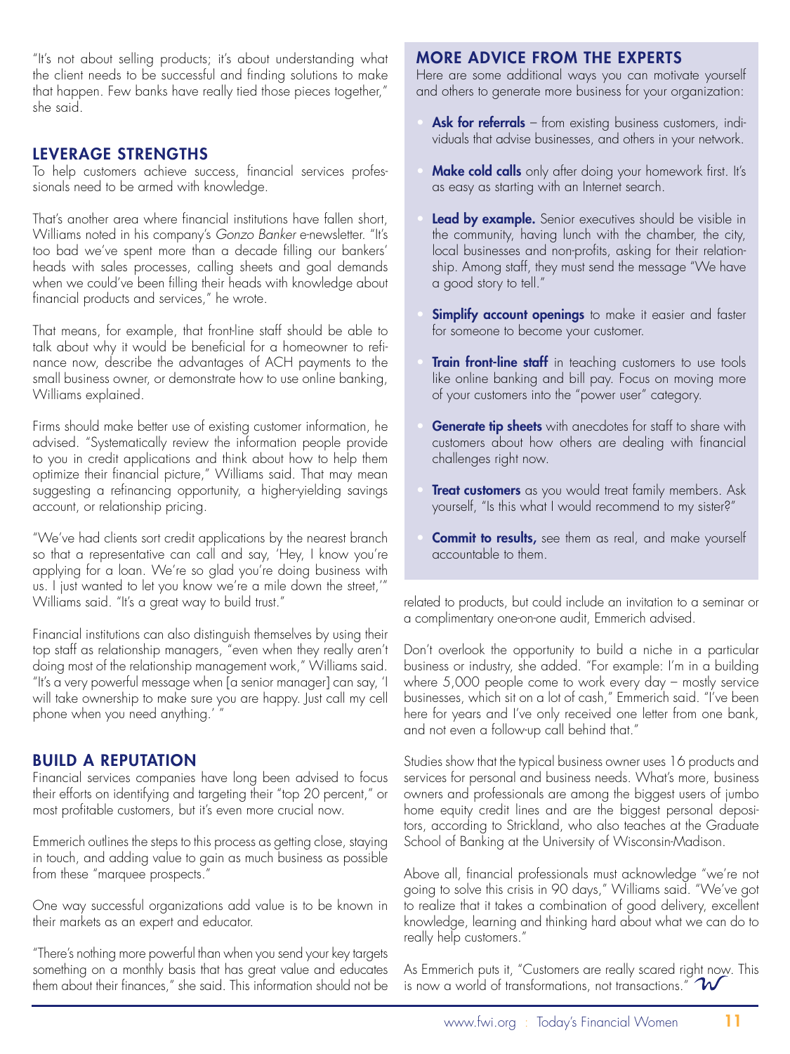"It's not about selling products; it's about understanding what the client needs to be successful and finding solutions to make that happen. Few banks have really tied those pieces together," she said.

## LEVERAGE STRENGTHS

To help customers achieve success, financial services professionals need to be armed with knowledge.

That's another area where financial institutions have fallen short, Williams noted in his company's *Gonzo Banker* e-newsletter. "It's too bad we've spent more than a decade filling our bankers' heads with sales processes, calling sheets and goal demands when we could've been filling their heads with knowledge about financial products and services," he wrote.

That means, for example, that front-line staff should be able to talk about why it would be beneficial for a homeowner to refinance now, describe the advantages of ACH payments to the small business owner, or demonstrate how to use online banking, Williams explained.

Firms should make better use of existing customer information, he advised. "Systematically review the information people provide to you in credit applications and think about how to help them optimize their financial picture," Williams said. That may mean suggesting a refinancing opportunity, a higher-yielding savings account, or relationship pricing.

"We've had clients sort credit applications by the nearest branch so that a representative can call and say, 'Hey, I know you're applying for a loan. We're so glad you're doing business with us. I just wanted to let you know we're a mile down the street,'" Williams said. "It's a great way to build trust."

Financial institutions can also distinguish themselves by using their top staff as relationship managers, "even when they really aren't doing most of the relationship management work," Williams said. "It's a very powerful message when [a senior manager] can say, 'I will take ownership to make sure you are happy. Just call my cell phone when you need anything.' "

## BUILD A REPUTATION

Financial services companies have long been advised to focus their efforts on identifying and targeting their "top 20 percent," or most profitable customers, but it's even more crucial now.

Emmerich outlines the steps to this process as getting close, staying in touch, and adding value to gain as much business as possible from these "marquee prospects."

One way successful organizations add value is to be known in their markets as an expert and educator.

"There's nothing more powerful than when you send your key targets something on a monthly basis that has great value and educates them about their finances," she said. This information should not be related to products, but could include an invitation to a seminar or a complimentary one-on-one audit, Emmerich advised.

Don't overlook the opportunity to build a niche in a particular business or industry, she added. "For example: I'm in a building where 5,000 people come to work every day – mostly service businesses, which sit on a lot of cash," Emmerich said. "I've been here for years and I've only received one letter from one bank, and not even a follow-up call behind that."

Studies show that the typical business owner uses 16 products and services for personal and business needs. What's more, business owners and professionals are among the biggest users of jumbo home equity credit lines and are the biggest personal depositors, according to Strickland, who also teaches at the Graduate School of Banking at the University of Wisconsin-Madison.

Above all, financial professionals must acknowledge "we're not going to solve this crisis in 90 days," Williams said. "We've got to realize that it takes a combination of good delivery, excellent knowledge, learning and thinking hard about what we can do to really help customers."

As Emmerich puts it, "Customers are really scared right now. This is now a world of transformations, not transactions."

## MORE ADVICE FROM THE EXPERTS

Here are some additional ways you can motivate yourself and others to generate more business for your organization:

- **Ask for referrals** – from existing business customers, individuals that advise businesses, and others in your network.
- **Make cold calls** only after doing your homework first. It's as easy as starting with an Internet search.
- **Lead by example.** Senior executives should be visible in the community, having lunch with the chamber, the city, local businesses and non-profits, asking for their relationship. Among staff, they must send the message "We have a good story to tell."
- **Simplify account openings** to make it easier and faster for someone to become your customer.
- **Train front-line staff** in teaching customers to use tools like online banking and bill pay. Focus on moving more of your customers into the "power user" category.
- **Generate tip sheets** with anecdotes for staff to share with customers about how others are dealing with financial challenges right now.
- **Treat customers** as you would treat family members. Ask yourself, "Is this what I would recommend to my sister?"
- **Commit to results,** see them as real, and make yourself accountable to them.